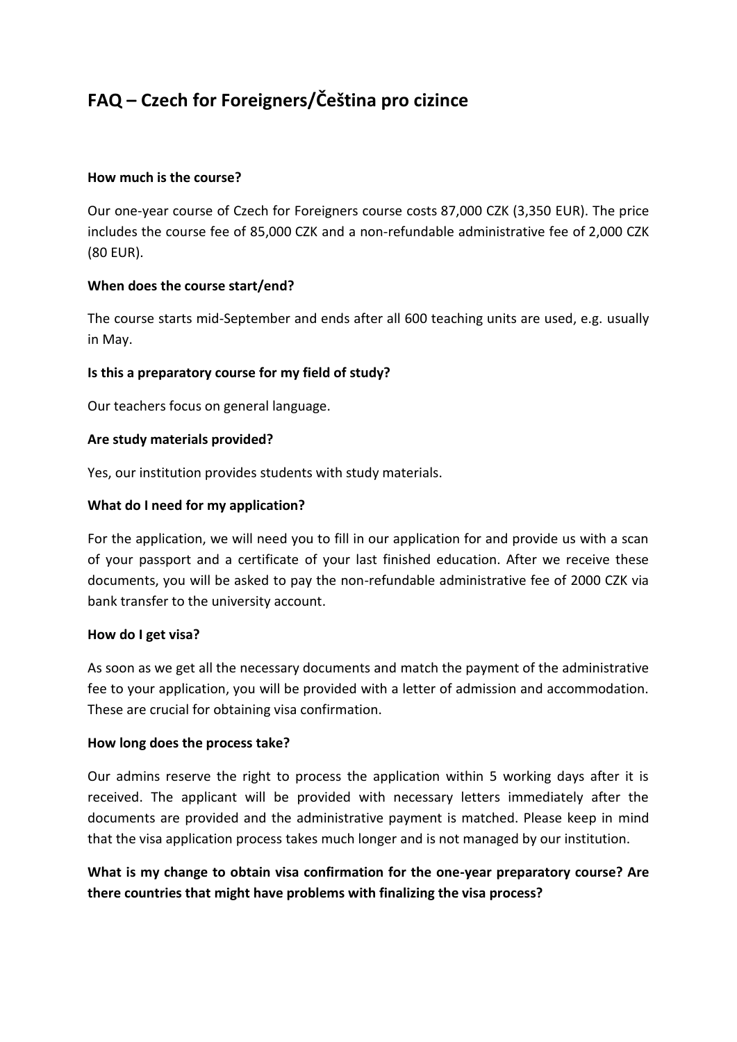# FAQ – Czech for Foreigners/Čeština pro cizince

**How much is the course?**

Our one-year course of Czech for Foreigners course costs 87,000 CZK (3,350 EUR). The price includes the course fee of 85,000 CZK and a non-refundable administrative fee of 2,000 CZK (80 EUR).

**When does the course start/end?**

The course starts mid-September and ends after all 600 teaching units are used, e.g. usually in May.

**Is this a preparatory course for my field of study?**

Our teachers focus on general language.

**Are study materials provided?**

Yes, our institution provides students with study materials.

**What do I need for my application?**

For the application, we will need you to fill in our application for and provide us with a scan of your passport and a certificate of your last finished education. After we receive these documents, you will be asked to pay the non-refundable administrative fee of 2000 CZK via bank transfer to the university account.

**How do I get visa?**

As soon as we get all the necessary documents and match the payment of the administrative fee to your application, you will be provided with a letter of admission and accommodation. These are crucial for obtaining visa confirmation.

**How long does the process take?**

Our admins reserve the right to process the application within 5 working days after it is received. The applicant will be provided with necessary letters immediately after the documents are provided and the administrative payment is matched. Please keep in mind that the visa application process takes much longer and is not managed by our institution.

**What is my change to obtain visa confirmation for the one-year preparatory course? Are there countries that might have problems with finalizing the visa process?**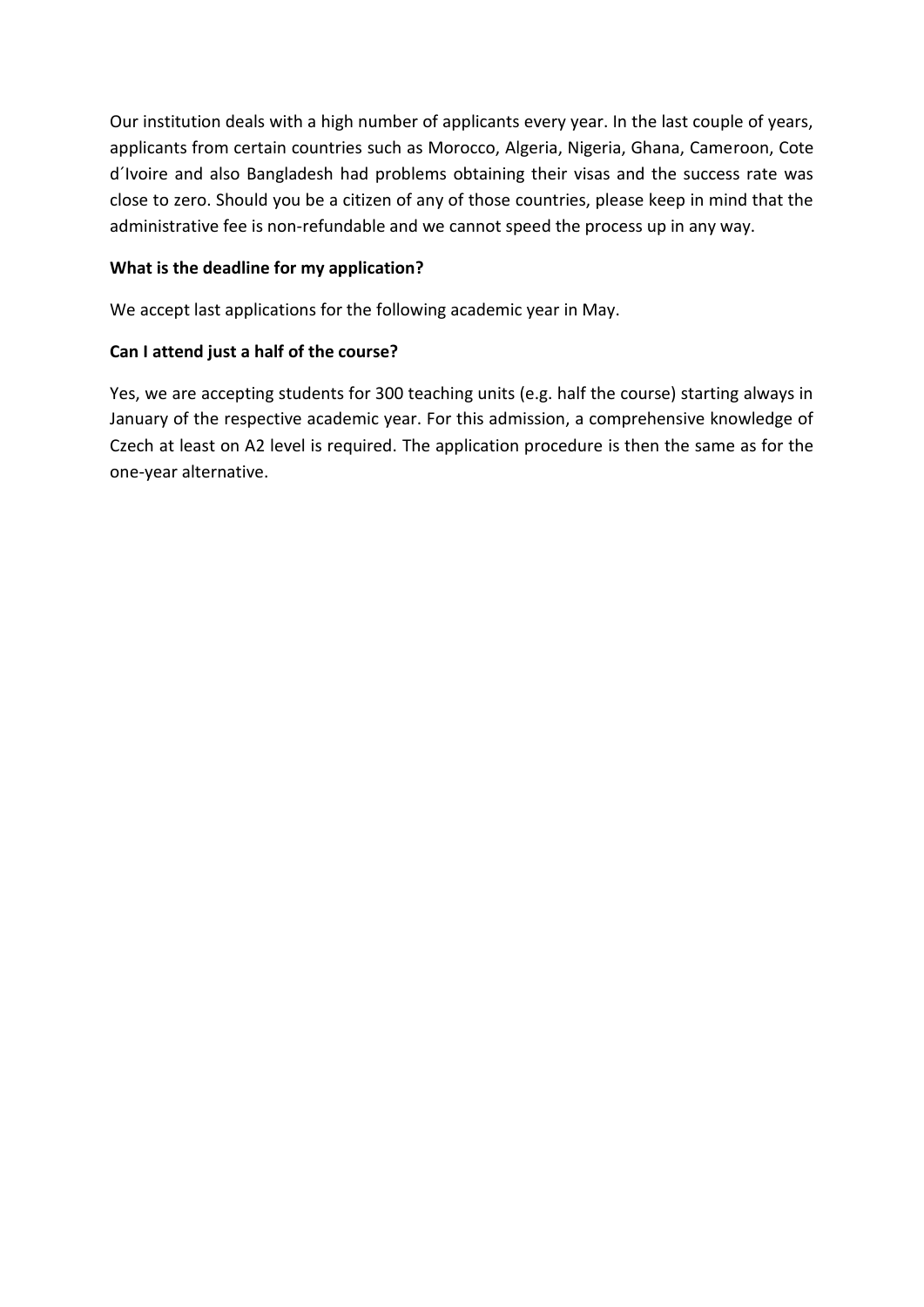Our institution deals with a high number of applicants every year. In the last couple of years, applicants from certain countries such as Morocco, Algeria, Nigeria, Ghana, Cameroon, Cote d´Ivoire and also Bangladesh had problems obtaining their visas and the success rate was close to zero. Should you be a citizen of any of those countries, please keep in mind that the administrative fee is non-refundable and we cannot speed the process up in any way.

**What is the deadline for my application?**

We accept last applications for the following academic year in May.

**Can I attend just a half of the course?**

Yes, we are accepting students for 300 teaching units (e.g. half the course) starting always in January of the respective academic year. For this admission, a comprehensive knowledge of Czech at least on A2 level is required. The application procedure is then the same as for the one-year alternative.